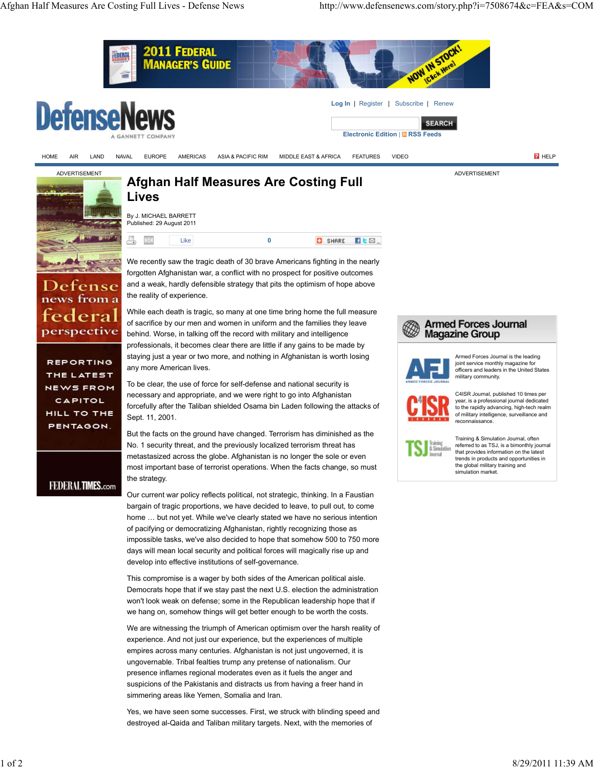# Afghan Half Measures Are Costing Full Lives

By J. MICHAEL BARRETT
Published: 29 August 2011

We recently saw the tragic death of 30 brave Americans fighting in the nearly forgotten Afghanistan war, a conflict with no prospect for positive outcomes and a weak, hardly defensible strategy that pits the optimism of hope above the reality of experience.

While each death is tragic, so many at one time bring home the full measure of sacrifice by our men and women in uniform and the families they leave behind. Worse, in talking off the record with military and intelligence professionals, it becomes clear there are little if any gains to be made by staying just a year or two more, and nothing in Afghanistan is worth losing any more American lives.

To be clear, the use of force for self-defense and national security is necessary and appropriate, and we were right to go into Afghanistan forcefully after the Taliban shielded Osama bin Laden following the attacks of Sept. 11, 2001.

But the facts on the ground have changed. Terrorism has diminished as the No. 1 security threat, and the previously localized terrorism threat has metastasized across the globe. Afghanistan is no longer the sole or even most important base of terrorist operations. When the facts change, so must the strategy.

Our current war policy reflects political, not strategic, thinking. In a Faustian bargain of tragic proportions, we have decided to leave, to pull out, to come home … but not yet. While we've clearly stated we have no serious intention of pacifying or democratizing Afghanistan, rightly recognizing those as impossible tasks, we've also decided to hope that somehow 500 to 750 more days will mean local security and political forces will magically rise up and develop into effective institutions of self-governance.

This compromise is a wager by both sides of the American political aisle. Democrats hope that if we stay past the next U.S. election the administration won't look weak on defense; some in the Republican leadership hope that if we hang on, somehow things will get better enough to be worth the costs.

We are witnessing the triumph of American optimism over the harsh reality of experience. And not just our experience, but the experiences of multiple empires across many centuries. Afghanistan is not just ungoverned, it is ungovernable. Tribal fealties trump any pretense of nationalism. Our presence inflames regional moderates even as it fuels the anger and suspicions of the Pakistanis and distracts us from having a freer hand in simmering areas like Yemen, Somalia and Iran.

Yes, we have seen some successes. First, we struck with blinding speed and destroyed al-Qaida and Taliban military targets. Next, with the memories of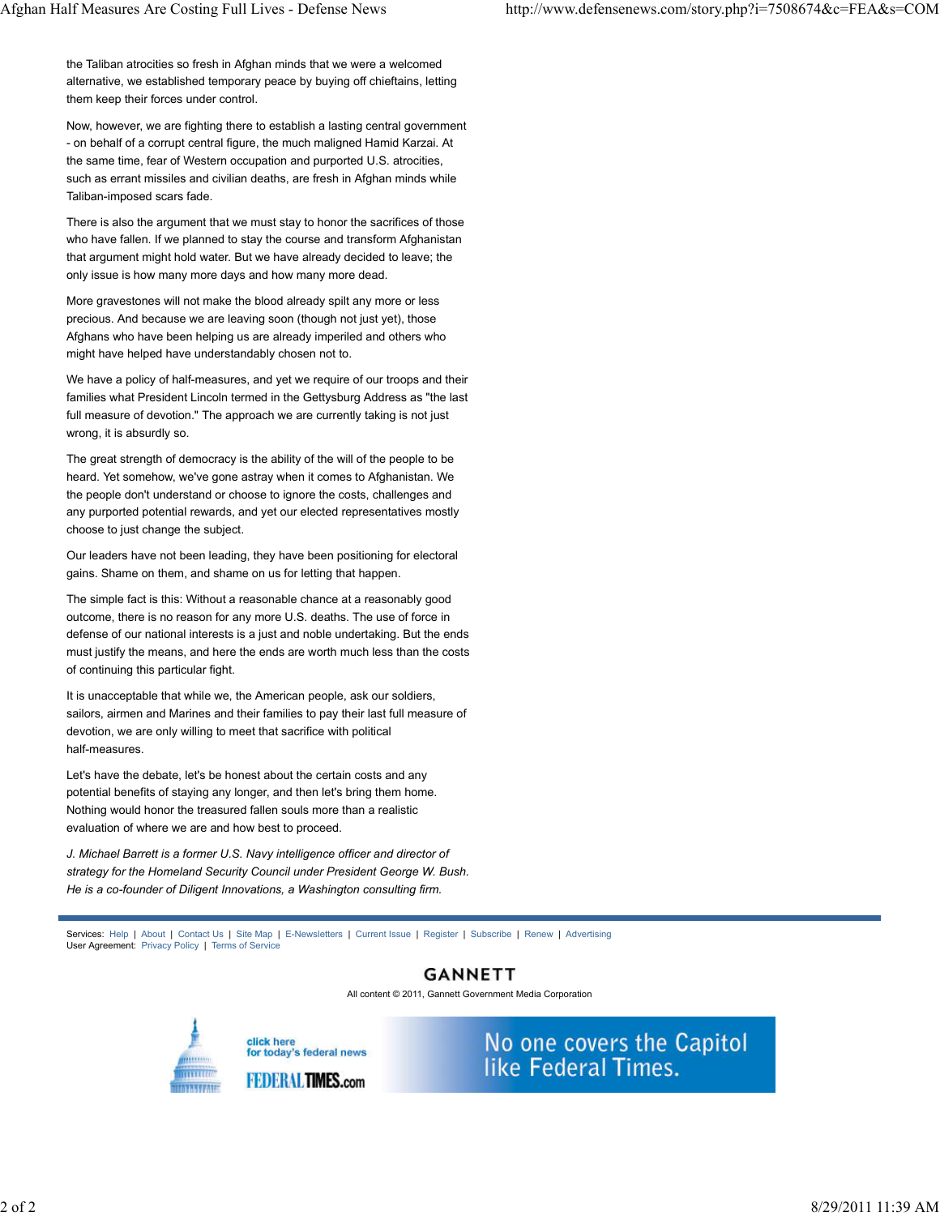the Taliban atrocities so fresh in Afghan minds that we were a welcomed alternative, we established temporary peace by buying off chieftains, letting them keep their forces under control.

Now, however, we are fighting there to establish a lasting central government - on behalf of a corrupt central figure, the much maligned Hamid Karzai. At the same time, fear of Western occupation and purported U.S. atrocities, such as errant missiles and civilian deaths, are fresh in Afghan minds while Taliban-imposed scars fade.

There is also the argument that we must stay to honor the sacrifices of those who have fallen. If we planned to stay the course and transform Afghanistan that argument might hold water. But we have already decided to leave; the only issue is how many more days and how many more dead.

More gravestones will not make the blood already spilt any more or less precious. And because we are leaving soon (though not just yet), those Afghans who have been helping us are already imperiled and others who might have helped have understandably chosen not to.

We have a policy of half-measures, and yet we require of our troops and their families what President Lincoln termed in the Gettysburg Address as "the last full measure of devotion." The approach we are currently taking is not just wrong, it is absurdly so.

The great strength of democracy is the ability of the will of the people to be heard. Yet somehow, we've gone astray when it comes to Afghanistan. We the people don't understand or choose to ignore the costs, challenges and any purported potential rewards, and yet our elected representatives mostly choose to just change the subject.

Our leaders have not been leading, they have been positioning for electoral gains. Shame on them, and shame on us for letting that happen.

The simple fact is this: Without a reasonable chance at a reasonably good outcome, there is no reason for any more U.S. deaths. The use of force in defense of our national interests is a just and noble undertaking. But the ends must justify the means, and here the ends are worth much less than the costs of continuing this particular fight.

It is unacceptable that while we, the American people, ask our soldiers, sailors, airmen and Marines and their families to pay their last full measure of devotion, we are only willing to meet that sacrifice with political half-measures.

Let's have the debate, let's be honest about the certain costs and any potential benefits of staying any longer, and then let's bring them home. Nothing would honor the treasured fallen souls more than a realistic evaluation of where we are and how best to proceed.

*J. Michael Barrett is a former U.S. Navy intelligence officer and director of strategy for the Homeland Security Council under President George W. Bush. He is a co-founder of Diligent Innovations, a Washington consulting firm.*

Services: Help | About | Contact Us | Site Map | E-Newsletters | Current Issue | Register | Subscribe | Renew | Advertising
User Agreement: Privacy Policy | Terms of Service

GANNETT

All content © 2011, Gannett Government Media Corporation

click here for today's federal news FEDERALTIMES.com No one covers the Capitol like Federal Times.